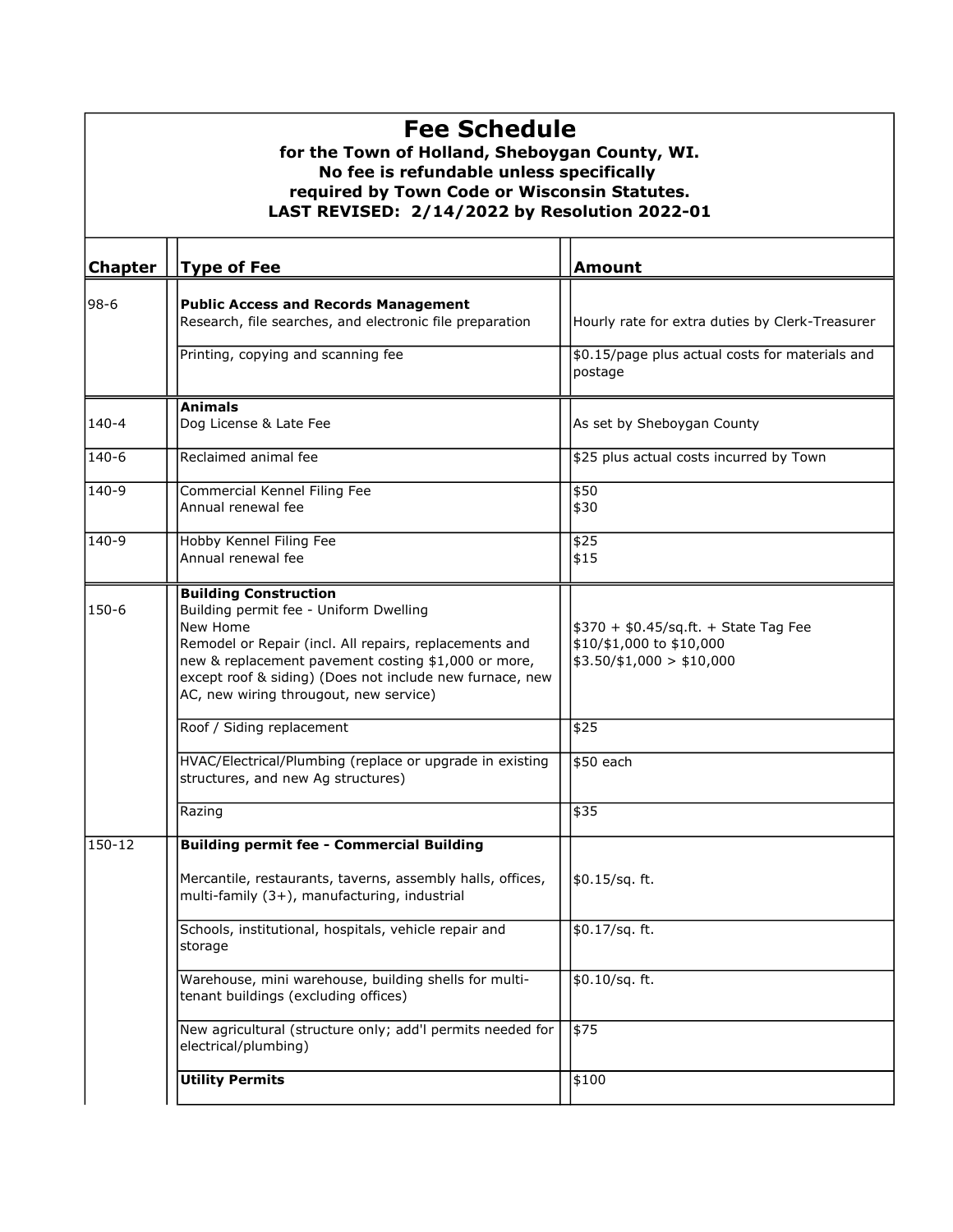# Fee Schedule

**for the Town of Holland, Sheboygan County, WI.**
**No fee is refundable unless specifically required by Town Code or Wisconsin Statutes.**
**LAST REVISED: 2/14/2022 by Resolution 2022-01**

| Chapter | Type of Fee | Amount |
|---|---|---|
| 98-6 | **Public Access and Records Management**<br>Research, file searches, and electronic file preparation | Hourly rate for extra duties by Clerk-Treasurer |
| | Printing, copying and scanning fee | \$0.15/page plus actual costs for materials and postage |
| 140-4 | **Animals**<br>Dog License & Late Fee | As set by Sheboygan County |
| 140-6 | Reclaimed animal fee | \$25 plus actual costs incurred by Town |
| 140-9 | Commercial Kennel Filing Fee<br>Annual renewal fee | \$50<br>\$30 |
| 140-9 | Hobby Kennel Filing Fee<br>Annual renewal fee | \$25<br>\$15 |
| 150-6 | **Building Construction**<br>Building permit fee - Uniform Dwelling<br>New Home<br>Remodel or Repair (incl. All repairs, replacements and new & replacement pavement costing \$1,000 or more, except roof & siding) (Does not include new furnace, new AC, new wiring througout, new service) | \$370 + \$0.45/sq.ft. + State Tag Fee<br>\$10/\$1,000 to \$10,000<br>\$3.50/\$1,000 > \$10,000 |
| | Roof / Siding replacement | \$25 |
| | HVAC/Electrical/Plumbing (replace or upgrade in existing structures, and new Ag structures) | \$50 each |
| | Razing | \$35 |
| 150-12 | **Building permit fee - Commercial Building** | |
| | Mercantile, restaurants, taverns, assembly halls, offices, multi-family (3+), manufacturing, industrial | \$0.15/sq. ft. |
| | Schools, institutional, hospitals, vehicle repair and storage | \$0.17/sq. ft. |
| | Warehouse, mini warehouse, building shells for multi-tenant buildings (excluding offices) | \$0.10/sq. ft. |
| | New agricultural (structure only; add'l permits needed for electrical/plumbing) | \$75 |
| | **Utility Permits** | \$100 |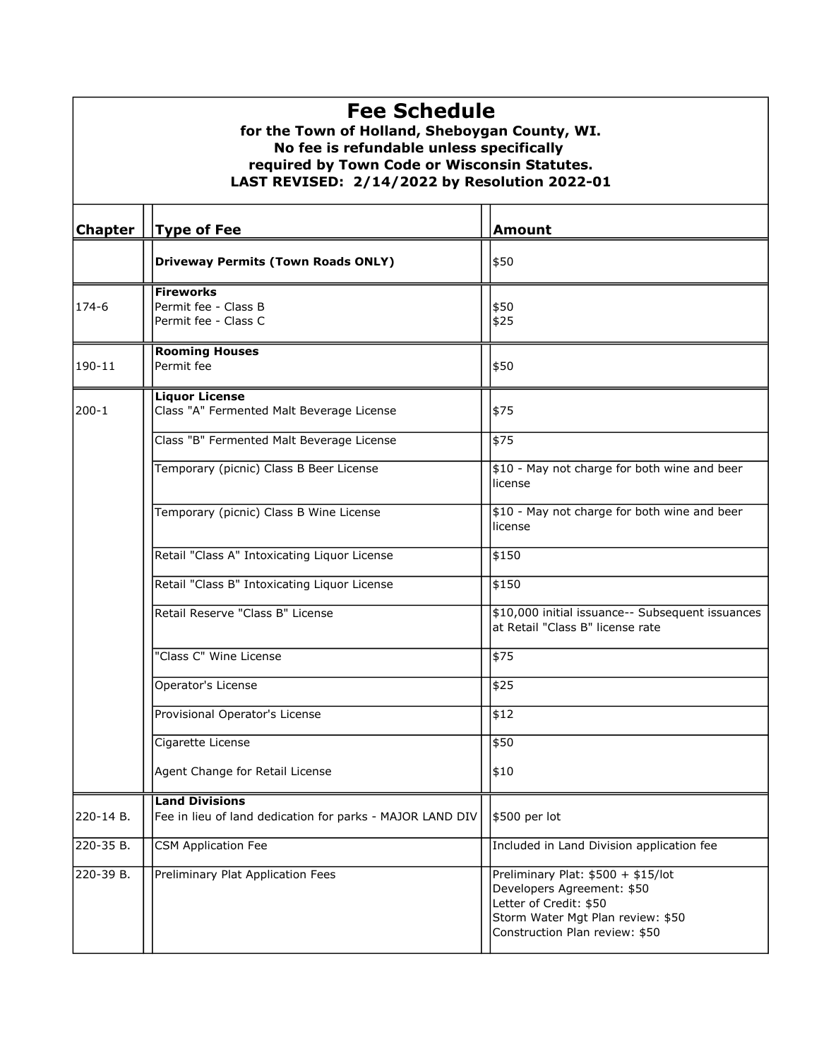# Fee Schedule

**for the Town of Holland, Sheboygan County, WI.**
**No fee is refundable unless specifically required by Town Code or Wisconsin Statutes.**
**LAST REVISED: 2/14/2022 by Resolution 2022-01**

| Chapter | Type of Fee | Amount |
|---|---|---|
| | **Driveway Permits (Town Roads ONLY)** | $50 |
| | **Fireworks** | |
| 174-6 | Permit fee - Class B | $50 |
| | Permit fee - Class C | $25 |
| | **Rooming Houses** | |
| 190-11 | Permit fee | $50 |
| | **Liquor License** | |
| 200-1 | Class "A" Fermented Malt Beverage License | $75 |
| | Class "B" Fermented Malt Beverage License | $75 |
| | Temporary (picnic) Class B Beer License | $10 - May not charge for both wine and beer license |
| | Temporary (picnic) Class B Wine License | $10 - May not charge for both wine and beer license |
| | Retail "Class A" Intoxicating Liquor License | $150 |
| | Retail "Class B" Intoxicating Liquor License | $150 |
| | Retail Reserve "Class B" License | $10,000 initial issuance-- Subsequent issuances at Retail "Class B" license rate |
| | "Class C" Wine License | $75 |
| | Operator's License | $25 |
| | Provisional Operator's License | $12 |
| | Cigarette License | $50 |
| | Agent Change for Retail License | $10 |
| | **Land Divisions** | |
| 220-14 B. | Fee in lieu of land dedication for parks - MAJOR LAND DIV | $500 per lot |
| 220-35 B. | CSM Application Fee | Included in Land Division application fee |
| 220-39 B. | Preliminary Plat Application Fees | Preliminary Plat: $500 + $15/lot<br>Developers Agreement: $50<br>Letter of Credit: $50<br>Storm Water Mgt Plan review: $50<br>Construction Plan review: $50 |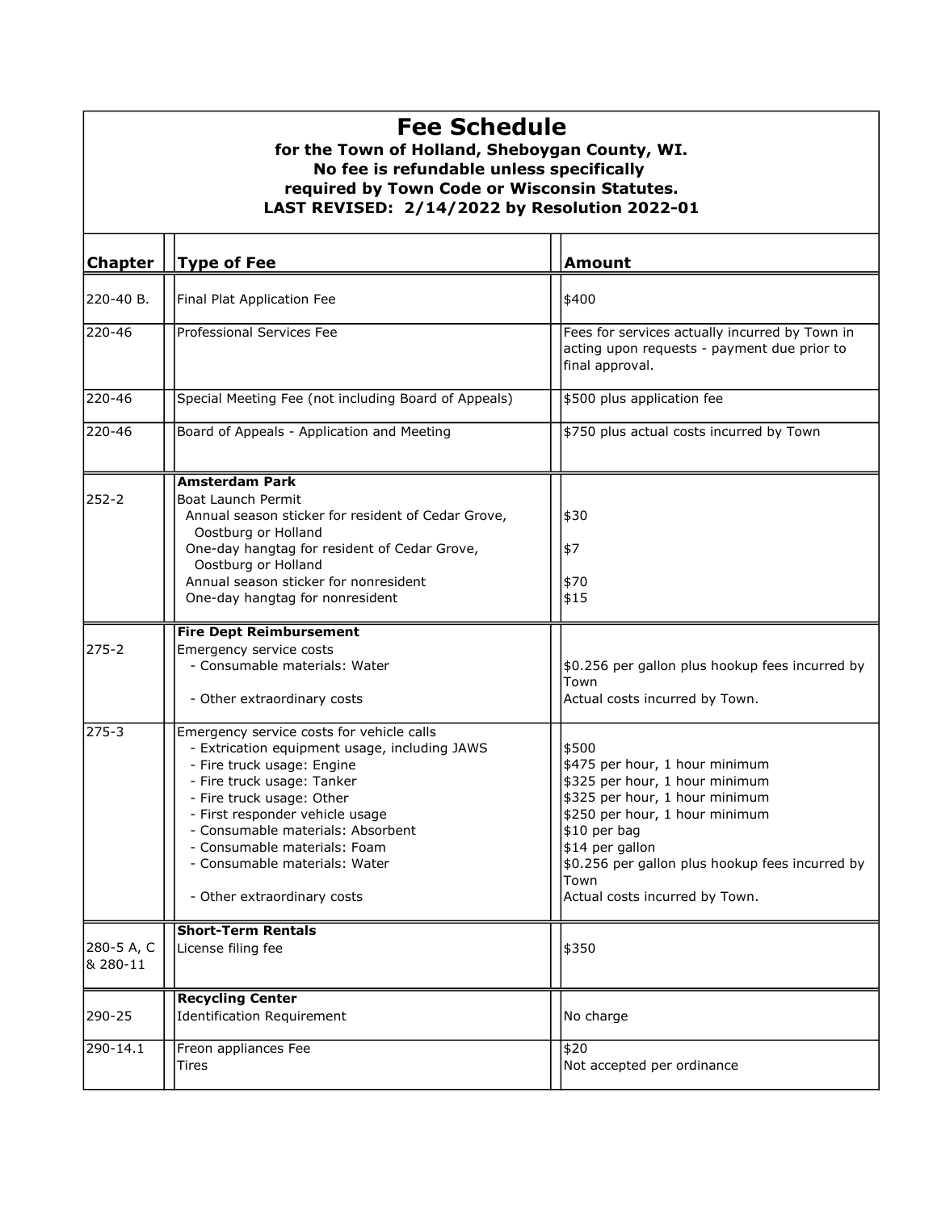# Fee Schedule

**for the Town of Holland, Sheboygan County, WI.**
**No fee is refundable unless specifically required by Town Code or Wisconsin Statutes.**
**LAST REVISED: 2/14/2022 by Resolution 2022-01**

| Chapter | Type of Fee | Amount |
|---|---|---|
| 220-40 B. | Final Plat Application Fee | $400 |
| 220-46 | Professional Services Fee | Fees for services actually incurred by Town in acting upon requests - payment due prior to final approval. |
| 220-46 | Special Meeting Fee (not including Board of Appeals) | $500 plus application fee |
| 220-46 | Board of Appeals - Application and Meeting | $750 plus actual costs incurred by Town |
| | **Amsterdam Park** | |
| 252-2 | Boat Launch Permit | |
| | Annual season sticker for resident of Cedar Grove, Oostburg or Holland | $30 |
| | One-day hangtag for resident of Cedar Grove, Oostburg or Holland | $7 |
| | Annual season sticker for nonresident | $70 |
| | One-day hangtag for nonresident | $15 |
| | **Fire Dept Reimbursement** | |
| 275-2 | Emergency service costs | |
| | - Consumable materials: Water | $0.256 per gallon plus hookup fees incurred by Town |
| | - Other extraordinary costs | Actual costs incurred by Town. |
| 275-3 | Emergency service costs for vehicle calls | |
| | - Extrication equipment usage, including JAWS | $500 |
| | - Fire truck usage: Engine | $475 per hour, 1 hour minimum |
| | - Fire truck usage: Tanker | $325 per hour, 1 hour minimum |
| | - Fire truck usage: Other | $325 per hour, 1 hour minimum |
| | - First responder vehicle usage | $250 per hour, 1 hour minimum |
| | - Consumable materials: Absorbent | $10 per bag |
| | - Consumable materials: Foam | $14 per gallon |
| | - Consumable materials: Water | $0.256 per gallon plus hookup fees incurred by Town |
| | - Other extraordinary costs | Actual costs incurred by Town. |
| | **Short-Term Rentals** | |
| 280-5 A, C & 280-11 | License filing fee | $350 |
| | **Recycling Center** | |
| 290-25 | Identification Requirement | No charge |
| 290-14.1 | Freon appliances Fee | $20 |
| | Tires | Not accepted per ordinance |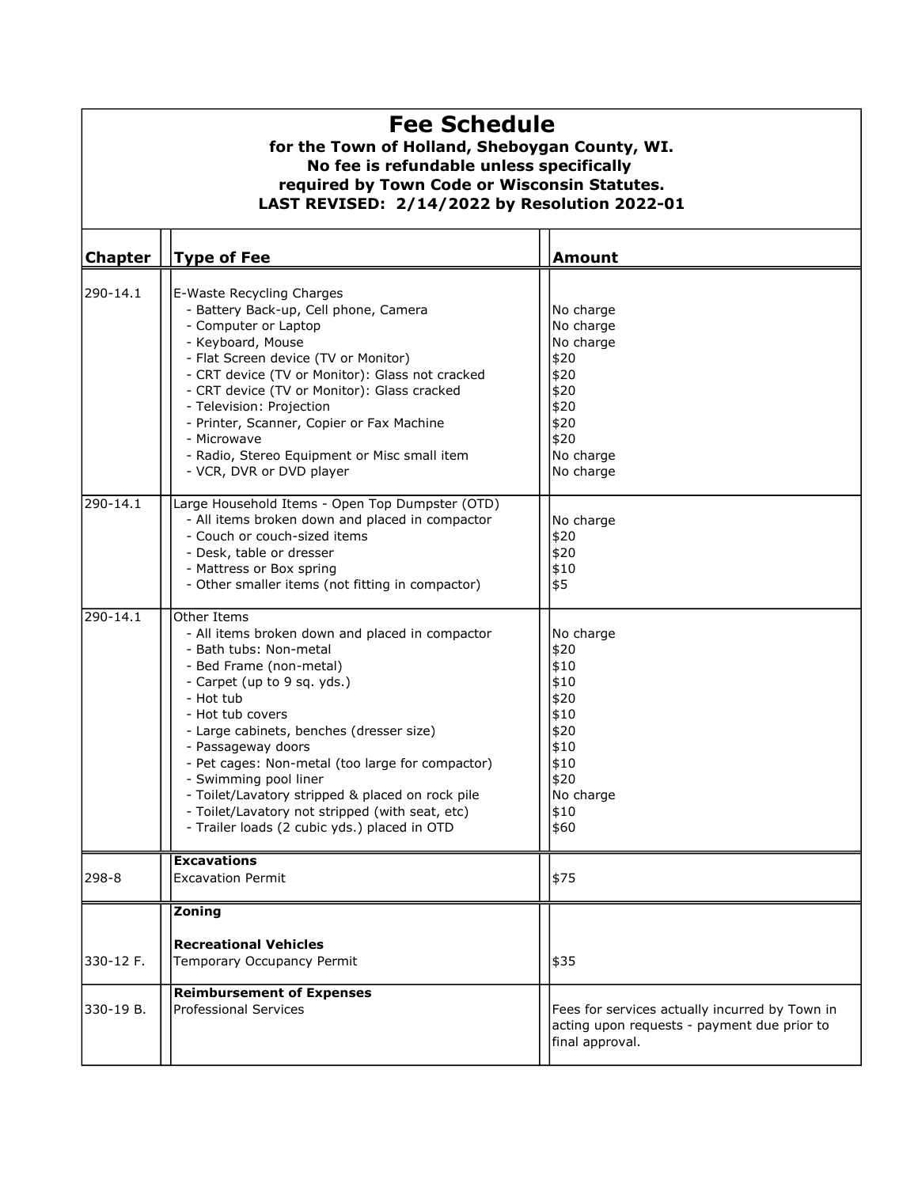# Fee Schedule

**for the Town of Holland, Sheboygan County, WI.**
**No fee is refundable unless specifically required by Town Code or Wisconsin Statutes.**
**LAST REVISED: 2/14/2022 by Resolution 2022-01**

| Chapter | Type of Fee | Amount |
|---|---|---|
| 290-14.1 | E-Waste Recycling Charges | |
| | - Battery Back-up, Cell phone, Camera | No charge |
| | - Computer or Laptop | No charge |
| | - Keyboard, Mouse | No charge |
| | - Flat Screen device (TV or Monitor) | $20 |
| | - CRT device (TV or Monitor): Glass not cracked | $20 |
| | - CRT device (TV or Monitor): Glass cracked | $20 |
| | - Television: Projection | $20 |
| | - Printer, Scanner, Copier or Fax Machine | $20 |
| | - Microwave | $20 |
| | - Radio, Stereo Equipment or Misc small item | No charge |
| | - VCR, DVR or DVD player | No charge |
| 290-14.1 | Large Household Items - Open Top Dumpster (OTD) | |
| | - All items broken down and placed in compactor | No charge |
| | - Couch or couch-sized items | $20 |
| | - Desk, table or dresser | $20 |
| | - Mattress or Box spring | $10 |
| | - Other smaller items (not fitting in compactor) | $5 |
| 290-14.1 | Other Items | |
| | - All items broken down and placed in compactor | No charge |
| | - Bath tubs: Non-metal | $20 |
| | - Bed Frame (non-metal) | $10 |
| | - Carpet (up to 9 sq. yds.) | $10 |
| | - Hot tub | $20 |
| | - Hot tub covers | $10 |
| | - Large cabinets, benches (dresser size) | $20 |
| | - Passageway doors | $10 |
| | - Pet cages: Non-metal (too large for compactor) | $10 |
| | - Swimming pool liner | $20 |
| | - Toilet/Lavatory stripped & placed on rock pile | No charge |
| | - Toilet/Lavatory not stripped (with seat, etc) | $10 |
| | - Trailer loads (2 cubic yds.) placed in OTD | $60 |
| | **Excavations** | |
| 298-8 | Excavation Permit | $75 |
| | **Zoning** | |
| | **Recreational Vehicles** | |
| 330-12 F. | Temporary Occupancy Permit | $35 |
| | **Reimbursement of Expenses** | |
| 330-19 B. | Professional Services | Fees for services actually incurred by Town in acting upon requests - payment due prior to final approval. |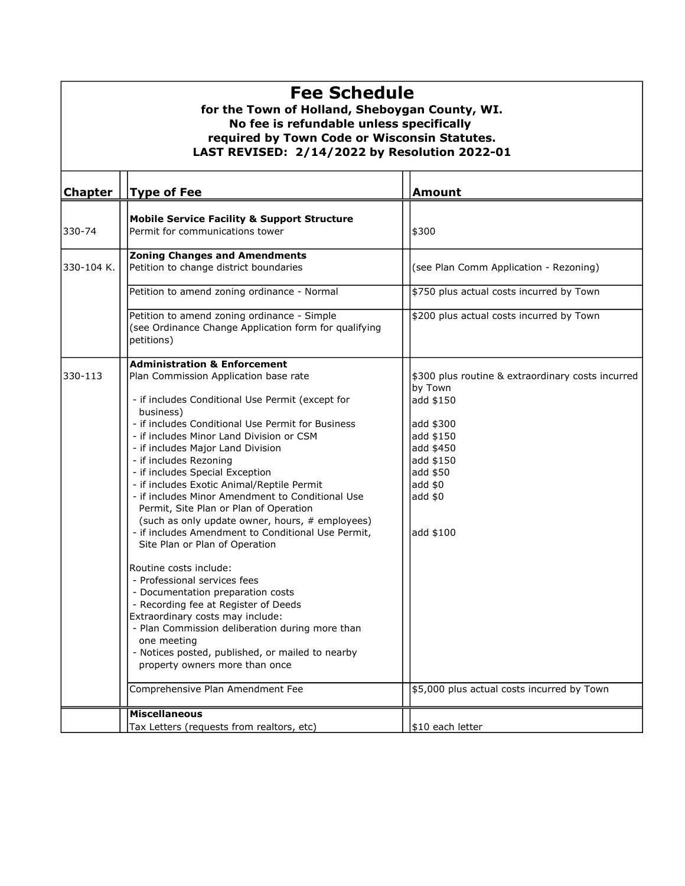# Fee Schedule

**for the Town of Holland, Sheboygan County, WI.**
**No fee is refundable unless specifically required by Town Code or Wisconsin Statutes.**
**LAST REVISED: 2/14/2022 by Resolution 2022-01**

| Chapter | Type of Fee | Amount |
|---|---|---|
| 330-74 | **Mobile Service Facility & Support Structure**<br>Permit for communications tower | $300 |
| 330-104 K. | **Zoning Changes and Amendments**<br>Petition to change district boundaries | (see Plan Comm Application - Rezoning) |
| | Petition to amend zoning ordinance - Normal | $750 plus actual costs incurred by Town |
| | Petition to amend zoning ordinance - Simple<br>(see Ordinance Change Application form for qualifying petitions) | $200 plus actual costs incurred by Town |
| 330-113 | **Administration & Enforcement**<br>Plan Commission Application base rate | $300 plus routine & extraordinary costs incurred by Town |
| | - if includes Conditional Use Permit (except for business) | add $150 |
| | - if includes Conditional Use Permit for Business | add $300 |
| | - if includes Minor Land Division or CSM | add $150 |
| | - if includes Major Land Division | add $450 |
| | - if includes Rezoning | add $150 |
| | - if includes Special Exception | add $50 |
| | - if includes Exotic Animal/Reptile Permit | add $0 |
| | - if includes Minor Amendment to Conditional Use Permit, Site Plan or Plan of Operation (such as only update owner, hours, # employees) | add $0 |
| | - if includes Amendment to Conditional Use Permit, Site Plan or Plan of Operation | add $100 |
| | Routine costs include:<br>- Professional services fees<br>- Documentation preparation costs<br>- Recording fee at Register of Deeds<br>Extraordinary costs may include:<br>- Plan Commission deliberation during more than one meeting<br>- Notices posted, published, or mailed to nearby property owners more than once | |
| | Comprehensive Plan Amendment Fee | $5,000 plus actual costs incurred by Town |
| | **Miscellaneous**<br>Tax Letters (requests from realtors, etc) | $10 each letter |